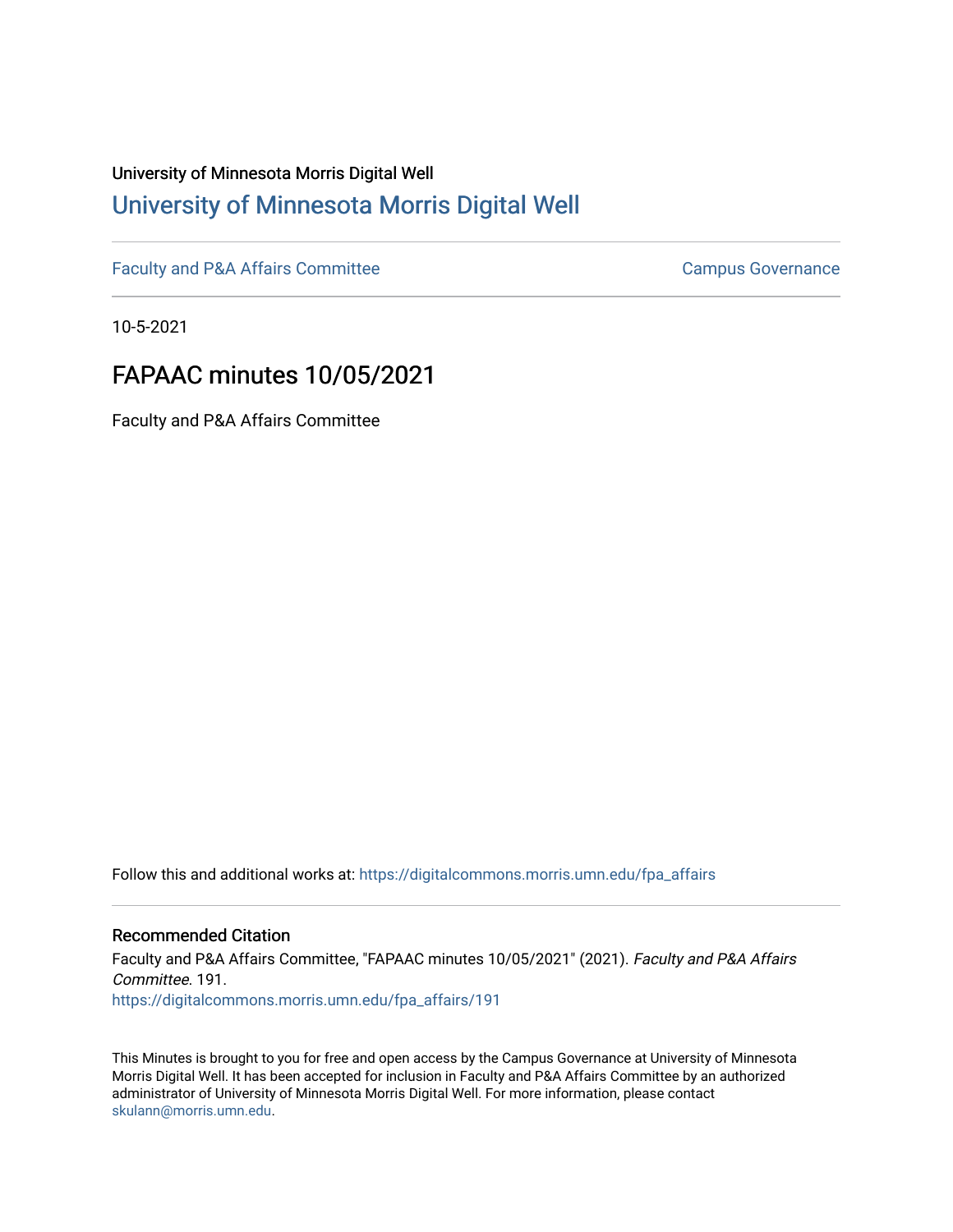University of Minnesota Morris Digital Well

# University of Minnesota Morris Digital Well

Faculty and P&A Affairs Committee

Campus Governance

10-5-2021

## FAPAAC minutes 10/05/2021

Faculty and P&A Affairs Committee

Follow this and additional works at: https://digitalcommons.morris.umn.edu/fpa_affairs

### Recommended Citation

Faculty and P&A Affairs Committee, "FAPAAC minutes 10/05/2021" (2021). *Faculty and P&A Affairs Committee*. 191.
https://digitalcommons.morris.umn.edu/fpa_affairs/191

This Minutes is brought to you for free and open access by the Campus Governance at University of Minnesota Morris Digital Well. It has been accepted for inclusion in Faculty and P&A Affairs Committee by an authorized administrator of University of Minnesota Morris Digital Well. For more information, please contact skulann@morris.umn.edu.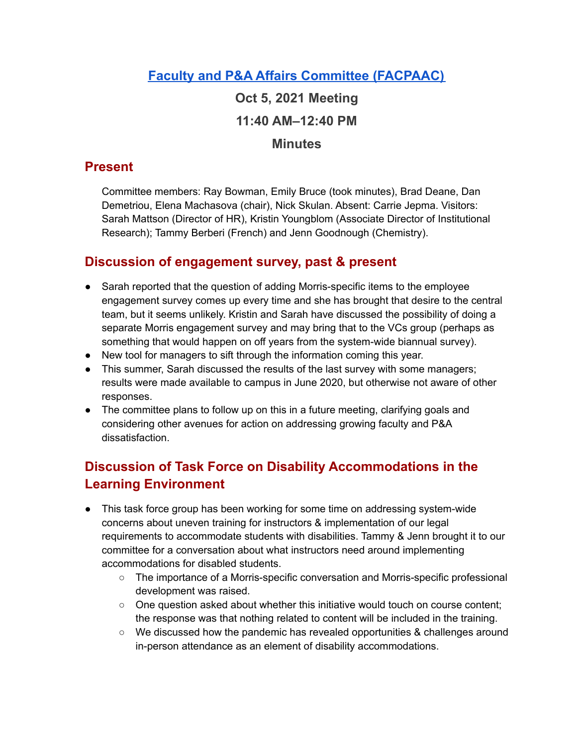# [Faculty and P&A Affairs Committee (FACPAAC)](#)

## Oct 5, 2021 Meeting

## 11:40 AM–12:40 PM

## Minutes

## Present

Committee members: Ray Bowman, Emily Bruce (took minutes), Brad Deane, Dan Demetriou, Elena Machasova (chair), Nick Skulan. Absent: Carrie Jepma. Visitors: Sarah Mattson (Director of HR), Kristin Youngblom (Associate Director of Institutional Research); Tammy Berberi (French) and Jenn Goodnough (Chemistry).

## Discussion of engagement survey, past & present

- Sarah reported that the question of adding Morris-specific items to the employee engagement survey comes up every time and she has brought that desire to the central team, but it seems unlikely. Kristin and Sarah have discussed the possibility of doing a separate Morris engagement survey and may bring that to the VCs group (perhaps as something that would happen on off years from the system-wide biannual survey).
- New tool for managers to sift through the information coming this year.
- This summer, Sarah discussed the results of the last survey with some managers; results were made available to campus in June 2020, but otherwise not aware of other responses.
- The committee plans to follow up on this in a future meeting, clarifying goals and considering other avenues for action on addressing growing faculty and P&A dissatisfaction.

## Discussion of Task Force on Disability Accommodations in the Learning Environment

- This task force group has been working for some time on addressing system-wide concerns about uneven training for instructors & implementation of our legal requirements to accommodate students with disabilities. Tammy & Jenn brought it to our committee for a conversation about what instructors need around implementing accommodations for disabled students.
  - The importance of a Morris-specific conversation and Morris-specific professional development was raised.
  - One question asked about whether this initiative would touch on course content; the response was that nothing related to content will be included in the training.
  - We discussed how the pandemic has revealed opportunities & challenges around in-person attendance as an element of disability accommodations.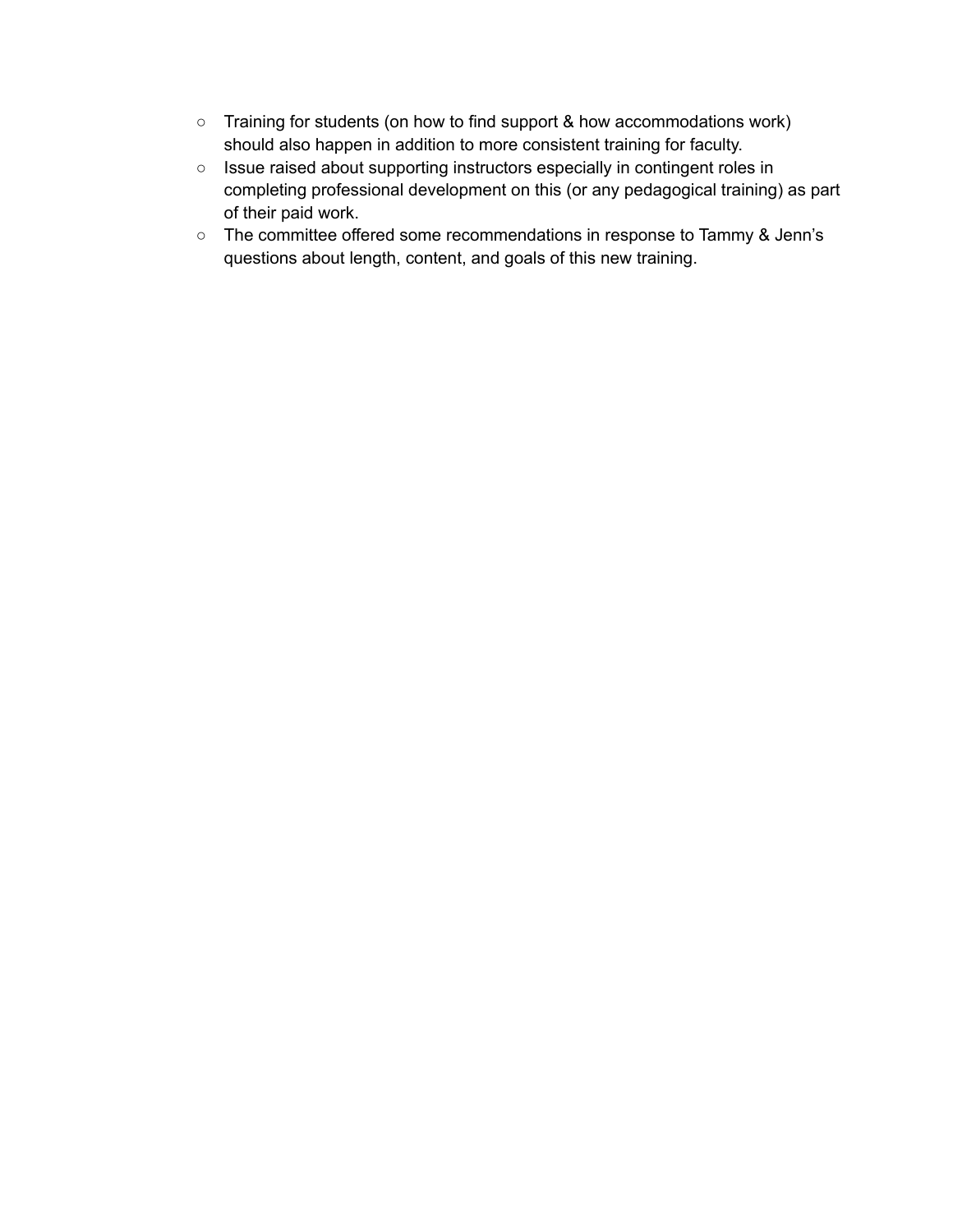- Training for students (on how to find support & how accommodations work) should also happen in addition to more consistent training for faculty.
- Issue raised about supporting instructors especially in contingent roles in completing professional development on this (or any pedagogical training) as part of their paid work.
- The committee offered some recommendations in response to Tammy & Jenn's questions about length, content, and goals of this new training.